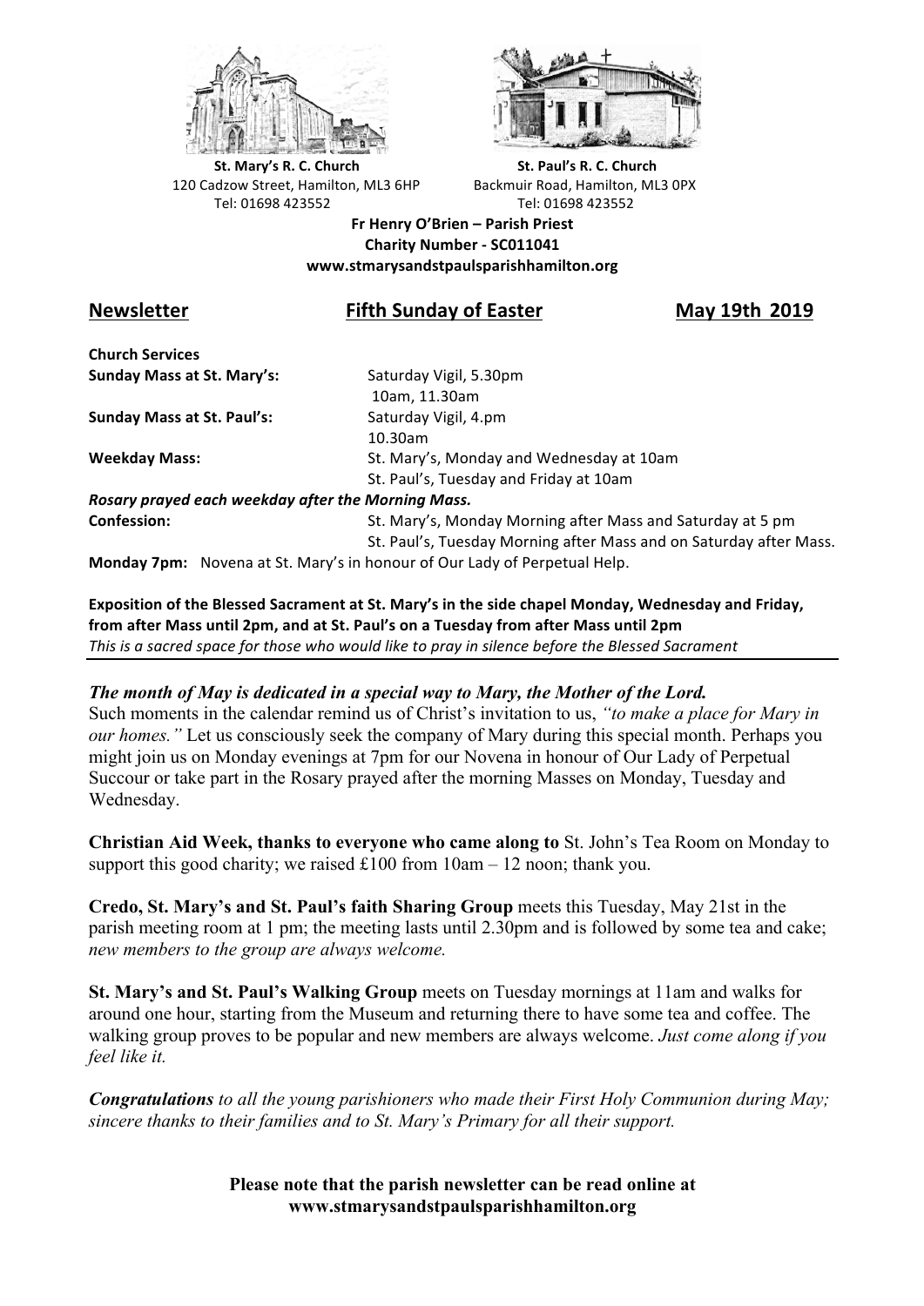**St. Mary's R. C. Church**
120 Cadzow Street, Hamilton, ML3 6HP
Tel: 01698 423552

**St. Paul's R. C. Church**
Backmuir Road, Hamilton, ML3 0PX
Tel: 01698 423552

**Fr Henry O'Brien – Parish Priest**
**Charity Number - SC011041**
**www.stmarysandstpaulsparishhamilton.org**

## Newsletter — Fifth Sunday of Easter — May 19th 2019

**Church Services**

| | |
|---|---|
| **Sunday Mass at St. Mary's:** | Saturday Vigil, 5.30pm<br>10am, 11.30am |
| **Sunday Mass at St. Paul's:** | Saturday Vigil, 4.pm<br>10.30am |
| **Weekday Mass:** | St. Mary's, Monday and Wednesday at 10am<br>St. Paul's, Tuesday and Friday at 10am |

***Rosary prayed each weekday after the Morning Mass.***

| | |
|---|---|
| **Confession:** | St. Mary's, Monday Morning after Mass and Saturday at 5 pm<br>St. Paul's, Tuesday Morning after Mass and on Saturday after Mass. |

**Monday 7pm:** Novena at St. Mary's in honour of Our Lady of Perpetual Help.

**Exposition of the Blessed Sacrament at St. Mary's in the side chapel Monday, Wednesday and Friday, from after Mass until 2pm, and at St. Paul's on a Tuesday from after Mass until 2pm**
*This is a sacred space for those who would like to pray in silence before the Blessed Sacrament*

***The month of May is dedicated in a special way to Mary, the Mother of the Lord.***
Such moments in the calendar remind us of Christ's invitation to us, *"to make a place for Mary in our homes."* Let us consciously seek the company of Mary during this special month. Perhaps you might join us on Monday evenings at 7pm for our Novena in honour of Our Lady of Perpetual Succour or take part in the Rosary prayed after the morning Masses on Monday, Tuesday and Wednesday.

**Christian Aid Week, thanks to everyone who came along to** St. John's Tea Room on Monday to support this good charity; we raised £100 from 10am – 12 noon; thank you.

**Credo, St. Mary's and St. Paul's faith Sharing Group** meets this Tuesday, May 21st in the parish meeting room at 1 pm; the meeting lasts until 2.30pm and is followed by some tea and cake; *new members to the group are always welcome.*

**St. Mary's and St. Paul's Walking Group** meets on Tuesday mornings at 11am and walks for around one hour, starting from the Museum and returning there to have some tea and coffee. The walking group proves to be popular and new members are always welcome. *Just come along if you feel like it.*

***Congratulations*** *to all the young parishioners who made their First Holy Communion during May; sincere thanks to their families and to St. Mary's Primary for all their support.*

**Please note that the parish newsletter can be read online at www.stmarysandstpaulsparishhamilton.org**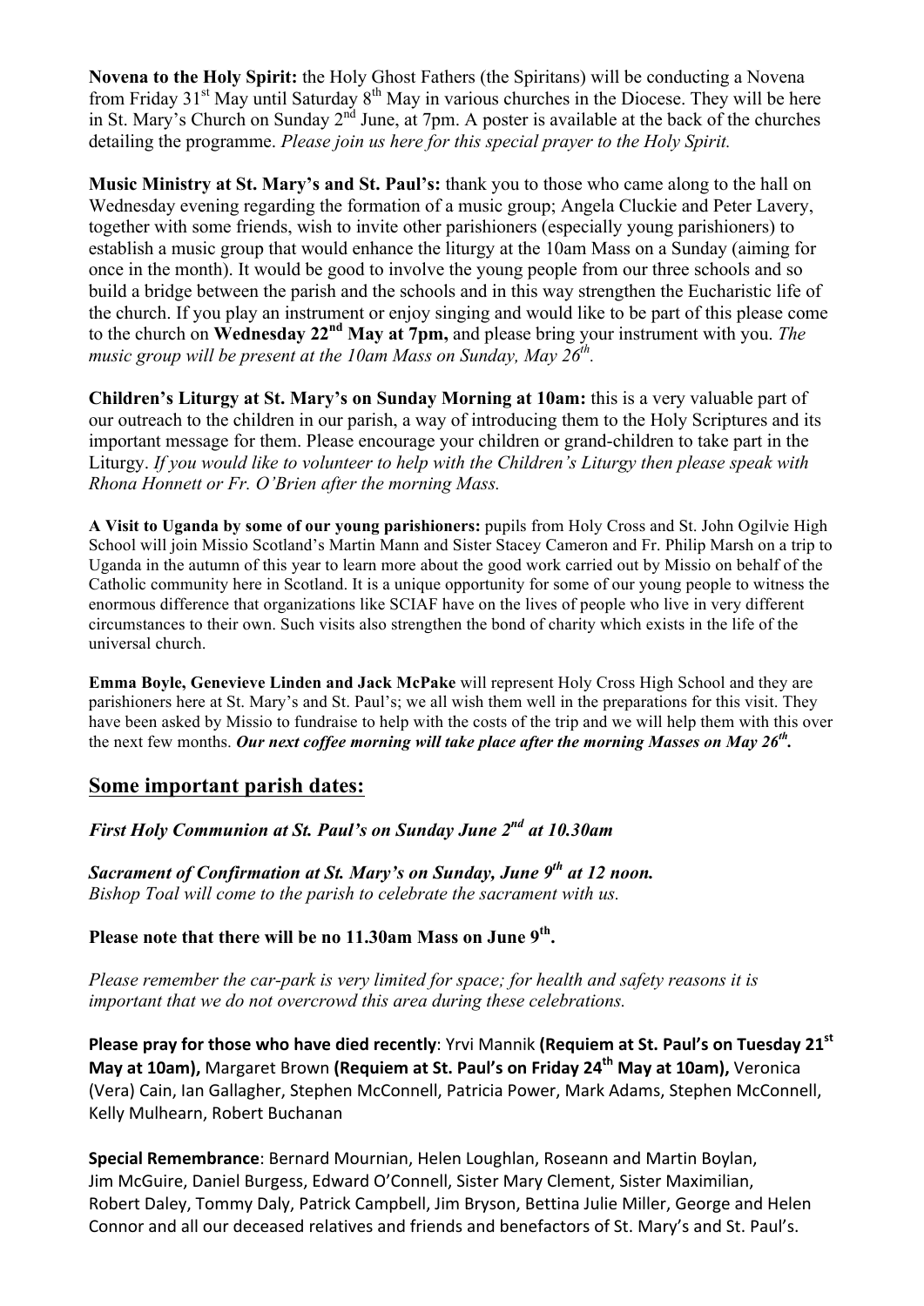**Novena to the Holy Spirit:** the Holy Ghost Fathers (the Spiritans) will be conducting a Novena from Friday 31st May until Saturday 8th May in various churches in the Diocese. They will be here in St. Mary's Church on Sunday 2nd June, at 7pm. A poster is available at the back of the churches detailing the programme. *Please join us here for this special prayer to the Holy Spirit.*

**Music Ministry at St. Mary's and St. Paul's:** thank you to those who came along to the hall on Wednesday evening regarding the formation of a music group; Angela Cluckie and Peter Lavery, together with some friends, wish to invite other parishioners (especially young parishioners) to establish a music group that would enhance the liturgy at the 10am Mass on a Sunday (aiming for once in the month). It would be good to involve the young people from our three schools and so build a bridge between the parish and the schools and in this way strengthen the Eucharistic life of the church. If you play an instrument or enjoy singing and would like to be part of this please come to the church on **Wednesday 22nd May at 7pm,** and please bring your instrument with you. *The music group will be present at the 10am Mass on Sunday, May 26th.*

**Children's Liturgy at St. Mary's on Sunday Morning at 10am:** this is a very valuable part of our outreach to the children in our parish, a way of introducing them to the Holy Scriptures and its important message for them. Please encourage your children or grand-children to take part in the Liturgy. *If you would like to volunteer to help with the Children's Liturgy then please speak with Rhona Honnett or Fr. O'Brien after the morning Mass.*

**A Visit to Uganda by some of our young parishioners:** pupils from Holy Cross and St. John Ogilvie High School will join Missio Scotland's Martin Mann and Sister Stacey Cameron and Fr. Philip Marsh on a trip to Uganda in the autumn of this year to learn more about the good work carried out by Missio on behalf of the Catholic community here in Scotland. It is a unique opportunity for some of our young people to witness the enormous difference that organizations like SCIAF have on the lives of people who live in very different circumstances to their own. Such visits also strengthen the bond of charity which exists in the life of the universal church.

**Emma Boyle, Genevieve Linden and Jack McPake** will represent Holy Cross High School and they are parishioners here at St. Mary's and St. Paul's; we all wish them well in the preparations for this visit. They have been asked by Missio to fundraise to help with the costs of the trip and we will help them with this over the next few months. ***Our next coffee morning will take place after the morning Masses on May 26th.***

## Some important parish dates:

***First Holy Communion at St. Paul's on Sunday June 2nd at 10.30am***

***Sacrament of Confirmation at St. Mary's on Sunday, June 9th at 12 noon.***
*Bishop Toal will come to the parish to celebrate the sacrament with us.*

**Please note that there will be no 11.30am Mass on June 9th.**

*Please remember the car-park is very limited for space; for health and safety reasons it is important that we do not overcrowd this area during these celebrations.*

**Please pray for those who have died recently**: Yrvi Mannik **(Requiem at St. Paul's on Tuesday 21st May at 10am),** Margaret Brown **(Requiem at St. Paul's on Friday 24th May at 10am),** Veronica (Vera) Cain, Ian Gallagher, Stephen McConnell, Patricia Power, Mark Adams, Stephen McConnell, Kelly Mulhearn, Robert Buchanan

**Special Remembrance**: Bernard Mournian, Helen Loughlan, Roseann and Martin Boylan, Jim McGuire, Daniel Burgess, Edward O'Connell, Sister Mary Clement, Sister Maximilian, Robert Daley, Tommy Daly, Patrick Campbell, Jim Bryson, Bettina Julie Miller, George and Helen Connor and all our deceased relatives and friends and benefactors of St. Mary's and St. Paul's.